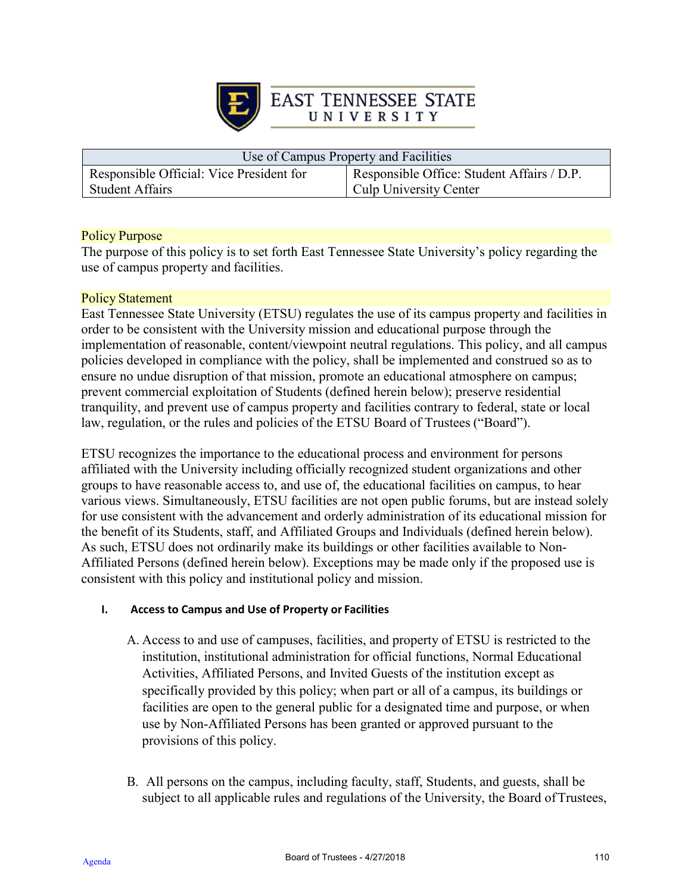# EAST TENNESSEE STATE UNIVERSITY

| Use of Campus Property and Facilities | |
|---|---|
| Responsible Official: Vice President for Student Affairs | Responsible Office: Student Affairs / D.P. Culp University Center |

## Policy Purpose

The purpose of this policy is to set forth East Tennessee State University's policy regarding the use of campus property and facilities.

## Policy Statement

East Tennessee State University (ETSU) regulates the use of its campus property and facilities in order to be consistent with the University mission and educational purpose through the implementation of reasonable, content/viewpoint neutral regulations. This policy, and all campus policies developed in compliance with the policy, shall be implemented and construed so as to ensure no undue disruption of that mission, promote an educational atmosphere on campus; prevent commercial exploitation of Students (defined herein below); preserve residential tranquility, and prevent use of campus property and facilities contrary to federal, state or local law, regulation, or the rules and policies of the ETSU Board of Trustees ("Board").

ETSU recognizes the importance to the educational process and environment for persons affiliated with the University including officially recognized student organizations and other groups to have reasonable access to, and use of, the educational facilities on campus, to hear various views. Simultaneously, ETSU facilities are not open public forums, but are instead solely for use consistent with the advancement and orderly administration of its educational mission for the benefit of its Students, staff, and Affiliated Groups and Individuals (defined herein below). As such, ETSU does not ordinarily make its buildings or other facilities available to Non-Affiliated Persons (defined herein below). Exceptions may be made only if the proposed use is consistent with this policy and institutional policy and mission.

### I. Access to Campus and Use of Property or Facilities

A. Access to and use of campuses, facilities, and property of ETSU is restricted to the institution, institutional administration for official functions, Normal Educational Activities, Affiliated Persons, and Invited Guests of the institution except as specifically provided by this policy; when part or all of a campus, its buildings or facilities are open to the general public for a designated time and purpose, or when use by Non-Affiliated Persons has been granted or approved pursuant to the provisions of this policy.

B. All persons on the campus, including faculty, staff, Students, and guests, shall be subject to all applicable rules and regulations of the University, the Board of Trustees,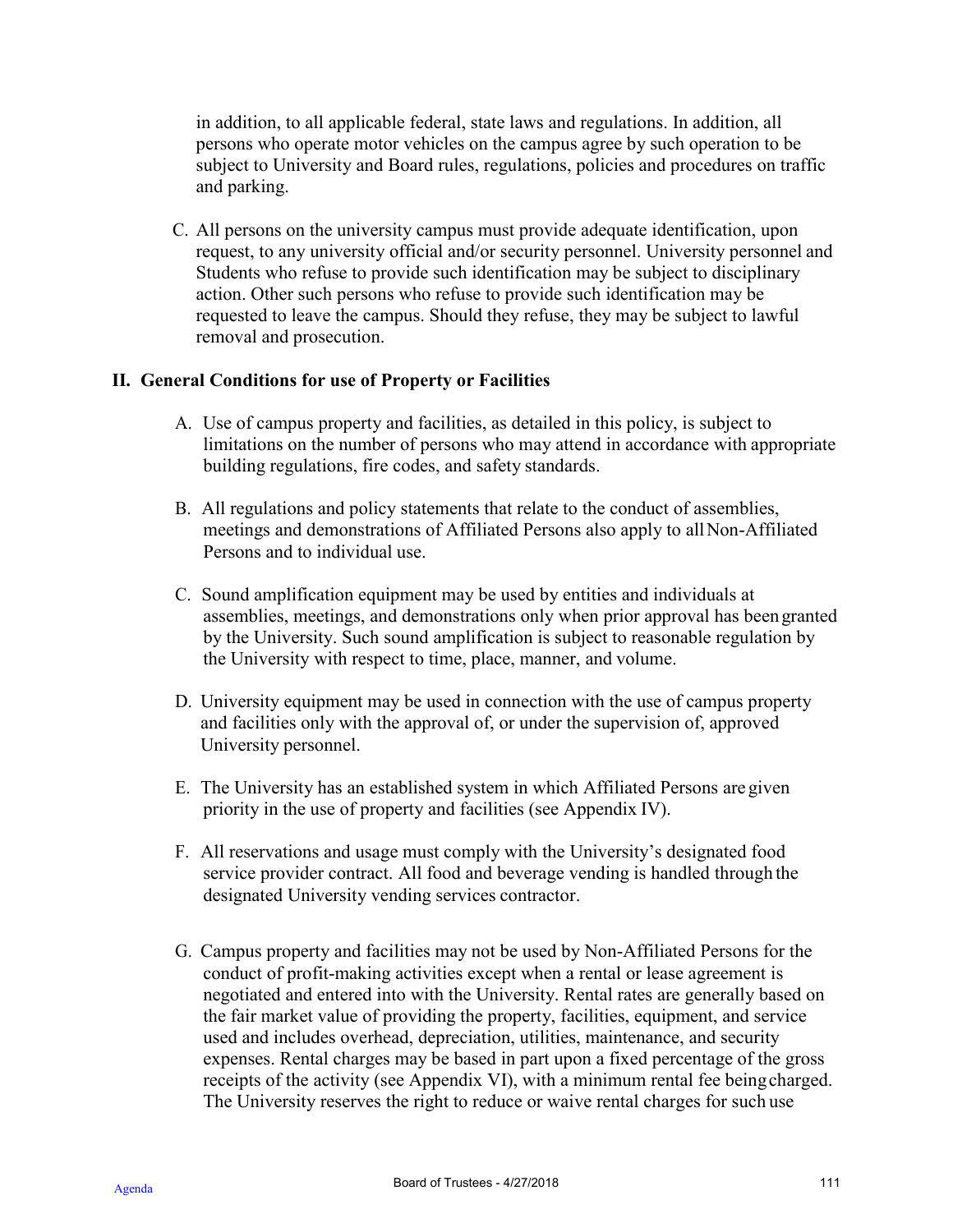in addition, to all applicable federal, state laws and regulations. In addition, all persons who operate motor vehicles on the campus agree by such operation to be subject to University and Board rules, regulations, policies and procedures on traffic and parking.

C. All persons on the university campus must provide adequate identification, upon request, to any university official and/or security personnel. University personnel and Students who refuse to provide such identification may be subject to disciplinary action. Other such persons who refuse to provide such identification may be requested to leave the campus. Should they refuse, they may be subject to lawful removal and prosecution.

## II. General Conditions for use of Property or Facilities

A. Use of campus property and facilities, as detailed in this policy, is subject to limitations on the number of persons who may attend in accordance with appropriate building regulations, fire codes, and safety standards.

B. All regulations and policy statements that relate to the conduct of assemblies, meetings and demonstrations of Affiliated Persons also apply to all Non-Affiliated Persons and to individual use.

C. Sound amplification equipment may be used by entities and individuals at assemblies, meetings, and demonstrations only when prior approval has been granted by the University. Such sound amplification is subject to reasonable regulation by the University with respect to time, place, manner, and volume.

D. University equipment may be used in connection with the use of campus property and facilities only with the approval of, or under the supervision of, approved University personnel.

E. The University has an established system in which Affiliated Persons are given priority in the use of property and facilities (see Appendix IV).

F. All reservations and usage must comply with the University's designated food service provider contract. All food and beverage vending is handled through the designated University vending services contractor.

G. Campus property and facilities may not be used by Non-Affiliated Persons for the conduct of profit-making activities except when a rental or lease agreement is negotiated and entered into with the University. Rental rates are generally based on the fair market value of providing the property, facilities, equipment, and service used and includes overhead, depreciation, utilities, maintenance, and security expenses. Rental charges may be based in part upon a fixed percentage of the gross receipts of the activity (see Appendix VI), with a minimum rental fee being charged. The University reserves the right to reduce or waive rental charges for such use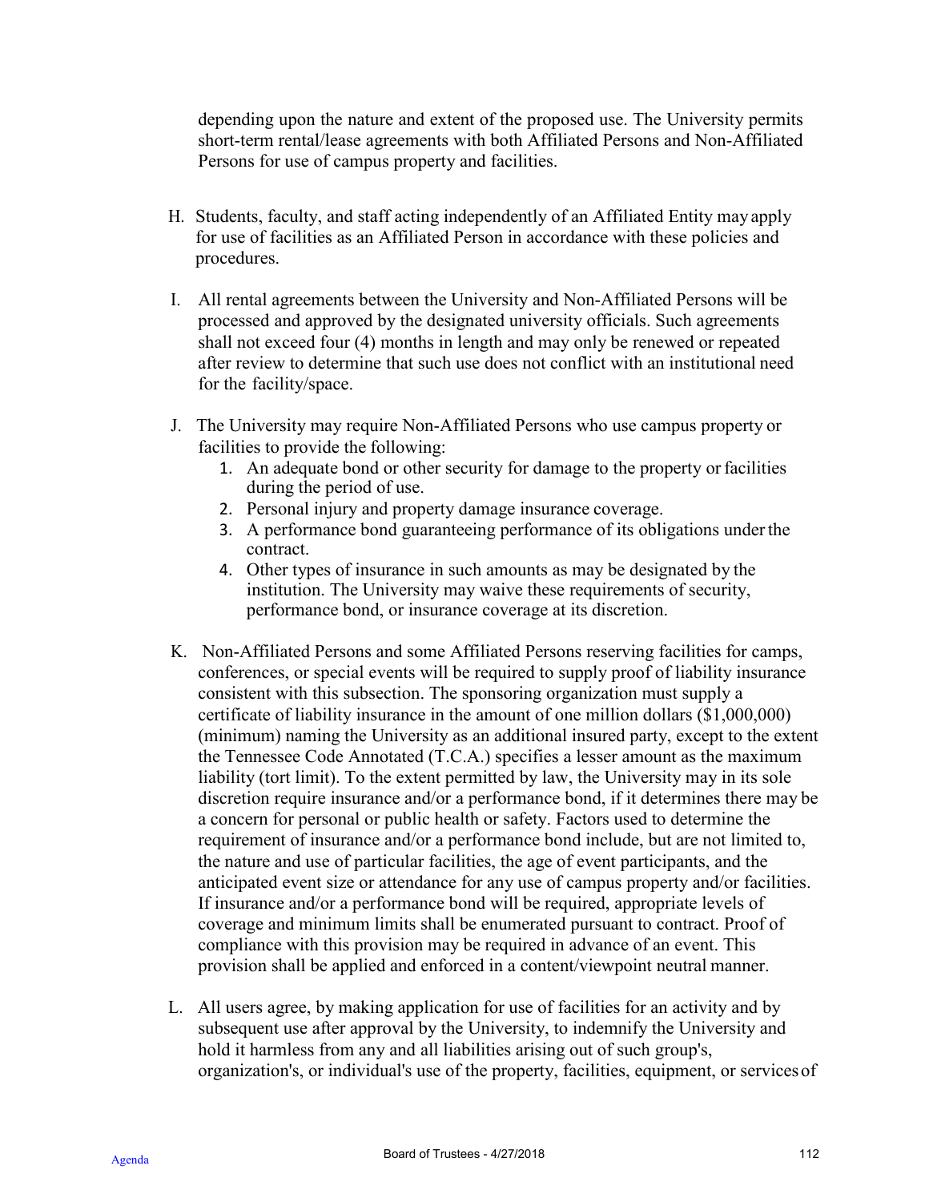depending upon the nature and extent of the proposed use. The University permits short-term rental/lease agreements with both Affiliated Persons and Non-Affiliated Persons for use of campus property and facilities.

H. Students, faculty, and staff acting independently of an Affiliated Entity may apply for use of facilities as an Affiliated Person in accordance with these policies and procedures.

I. All rental agreements between the University and Non-Affiliated Persons will be processed and approved by the designated university officials. Such agreements shall not exceed four (4) months in length and may only be renewed or repeated after review to determine that such use does not conflict with an institutional need for the facility/space.

J. The University may require Non-Affiliated Persons who use campus property or facilities to provide the following:
   1. An adequate bond or other security for damage to the property or facilities during the period of use.
   2. Personal injury and property damage insurance coverage.
   3. A performance bond guaranteeing performance of its obligations under the contract.
   4. Other types of insurance in such amounts as may be designated by the institution. The University may waive these requirements of security, performance bond, or insurance coverage at its discretion.

K. Non-Affiliated Persons and some Affiliated Persons reserving facilities for camps, conferences, or special events will be required to supply proof of liability insurance consistent with this subsection. The sponsoring organization must supply a certificate of liability insurance in the amount of one million dollars ($1,000,000) (minimum) naming the University as an additional insured party, except to the extent the Tennessee Code Annotated (T.C.A.) specifies a lesser amount as the maximum liability (tort limit). To the extent permitted by law, the University may in its sole discretion require insurance and/or a performance bond, if it determines there may be a concern for personal or public health or safety. Factors used to determine the requirement of insurance and/or a performance bond include, but are not limited to, the nature and use of particular facilities, the age of event participants, and the anticipated event size or attendance for any use of campus property and/or facilities. If insurance and/or a performance bond will be required, appropriate levels of coverage and minimum limits shall be enumerated pursuant to contract. Proof of compliance with this provision may be required in advance of an event. This provision shall be applied and enforced in a content/viewpoint neutral manner.

L. All users agree, by making application for use of facilities for an activity and by subsequent use after approval by the University, to indemnify the University and hold it harmless from any and all liabilities arising out of such group's, organization's, or individual's use of the property, facilities, equipment, or services of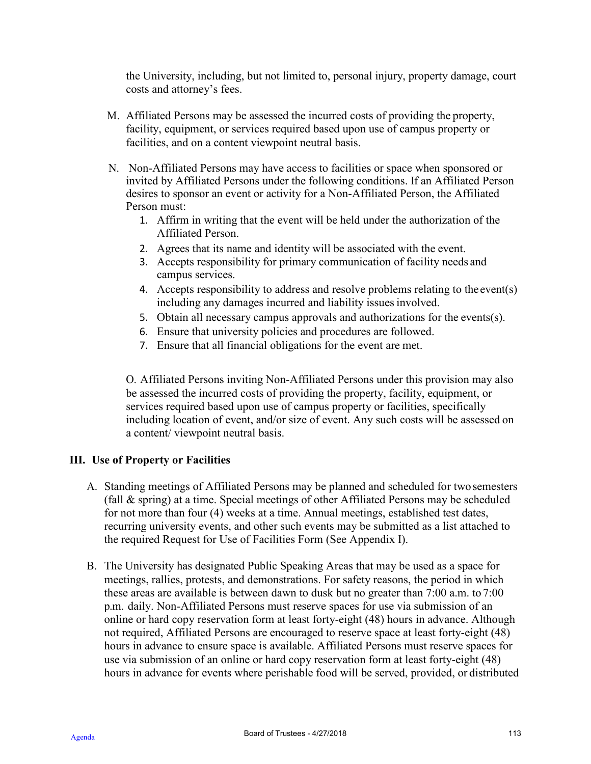the University, including, but not limited to, personal injury, property damage, court costs and attorney's fees.

M. Affiliated Persons may be assessed the incurred costs of providing the property, facility, equipment, or services required based upon use of campus property or facilities, and on a content viewpoint neutral basis.

N. Non-Affiliated Persons may have access to facilities or space when sponsored or invited by Affiliated Persons under the following conditions. If an Affiliated Person desires to sponsor an event or activity for a Non-Affiliated Person, the Affiliated Person must:

1. Affirm in writing that the event will be held under the authorization of the Affiliated Person.
2. Agrees that its name and identity will be associated with the event.
3. Accepts responsibility for primary communication of facility needs and campus services.
4. Accepts responsibility to address and resolve problems relating to the event(s) including any damages incurred and liability issues involved.
5. Obtain all necessary campus approvals and authorizations for the events(s).
6. Ensure that university policies and procedures are followed.
7. Ensure that all financial obligations for the event are met.

O. Affiliated Persons inviting Non-Affiliated Persons under this provision may also be assessed the incurred costs of providing the property, facility, equipment, or services required based upon use of campus property or facilities, specifically including location of event, and/or size of event. Any such costs will be assessed on a content/ viewpoint neutral basis.

## III. Use of Property or Facilities

A. Standing meetings of Affiliated Persons may be planned and scheduled for two semesters (fall & spring) at a time. Special meetings of other Affiliated Persons may be scheduled for not more than four (4) weeks at a time. Annual meetings, established test dates, recurring university events, and other such events may be submitted as a list attached to the required Request for Use of Facilities Form (See Appendix I).

B. The University has designated Public Speaking Areas that may be used as a space for meetings, rallies, protests, and demonstrations. For safety reasons, the period in which these areas are available is between dawn to dusk but no greater than 7:00 a.m. to 7:00 p.m. daily. Non-Affiliated Persons must reserve spaces for use via submission of an online or hard copy reservation form at least forty-eight (48) hours in advance. Although not required, Affiliated Persons are encouraged to reserve space at least forty-eight (48) hours in advance to ensure space is available. Affiliated Persons must reserve spaces for use via submission of an online or hard copy reservation form at least forty-eight (48) hours in advance for events where perishable food will be served, provided, or distributed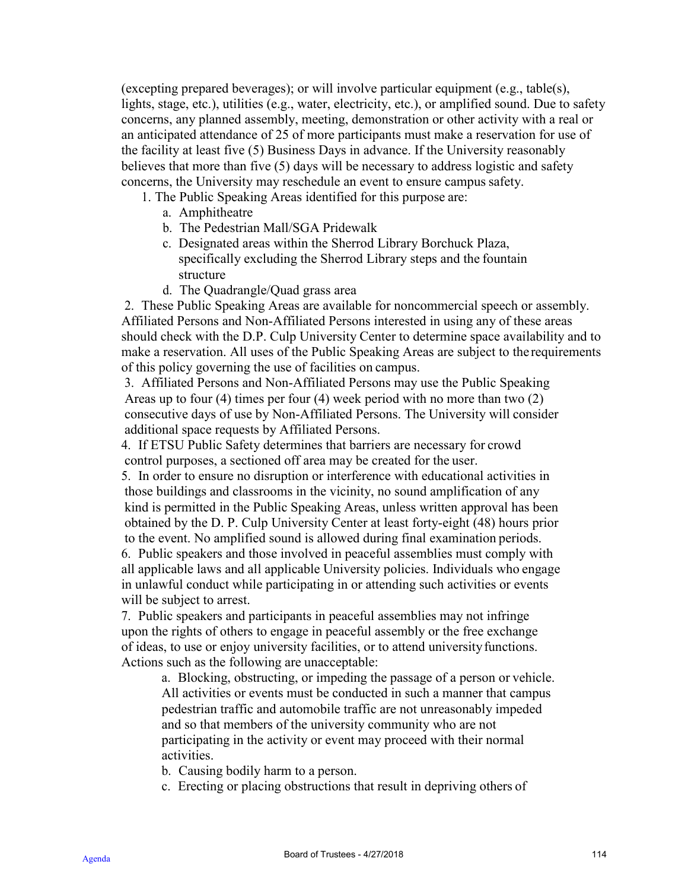(excepting prepared beverages); or will involve particular equipment (e.g., table(s), lights, stage, etc.), utilities (e.g., water, electricity, etc.), or amplified sound. Due to safety concerns, any planned assembly, meeting, demonstration or other activity with a real or an anticipated attendance of 25 of more participants must make a reservation for use of the facility at least five (5) Business Days in advance. If the University reasonably believes that more than five (5) days will be necessary to address logistic and safety concerns, the University may reschedule an event to ensure campus safety.

1. The Public Speaking Areas identified for this purpose are:
    a. Amphitheatre
    b. The Pedestrian Mall/SGA Pridewalk
    c. Designated areas within the Sherrod Library Borchuck Plaza, specifically excluding the Sherrod Library steps and the fountain structure
    d. The Quadrangle/Quad grass area
2. These Public Speaking Areas are available for noncommercial speech or assembly. Affiliated Persons and Non-Affiliated Persons interested in using any of these areas should check with the D.P. Culp University Center to determine space availability and to make a reservation. All uses of the Public Speaking Areas are subject to the requirements of this policy governing the use of facilities on campus.
3. Affiliated Persons and Non-Affiliated Persons may use the Public Speaking Areas up to four (4) times per four (4) week period with no more than two (2) consecutive days of use by Non-Affiliated Persons. The University will consider additional space requests by Affiliated Persons.
4. If ETSU Public Safety determines that barriers are necessary for crowd control purposes, a sectioned off area may be created for the user.
5. In order to ensure no disruption or interference with educational activities in those buildings and classrooms in the vicinity, no sound amplification of any kind is permitted in the Public Speaking Areas, unless written approval has been obtained by the D. P. Culp University Center at least forty-eight (48) hours prior to the event. No amplified sound is allowed during final examination periods.
6. Public speakers and those involved in peaceful assemblies must comply with all applicable laws and all applicable University policies. Individuals who engage in unlawful conduct while participating in or attending such activities or events will be subject to arrest.
7. Public speakers and participants in peaceful assemblies may not infringe upon the rights of others to engage in peaceful assembly or the free exchange of ideas, to use or enjoy university facilities, or to attend university functions. Actions such as the following are unacceptable:
    a. Blocking, obstructing, or impeding the passage of a person or vehicle. All activities or events must be conducted in such a manner that campus pedestrian traffic and automobile traffic are not unreasonably impeded and so that members of the university community who are not participating in the activity or event may proceed with their normal activities.
    b. Causing bodily harm to a person.
    c. Erecting or placing obstructions that result in depriving others of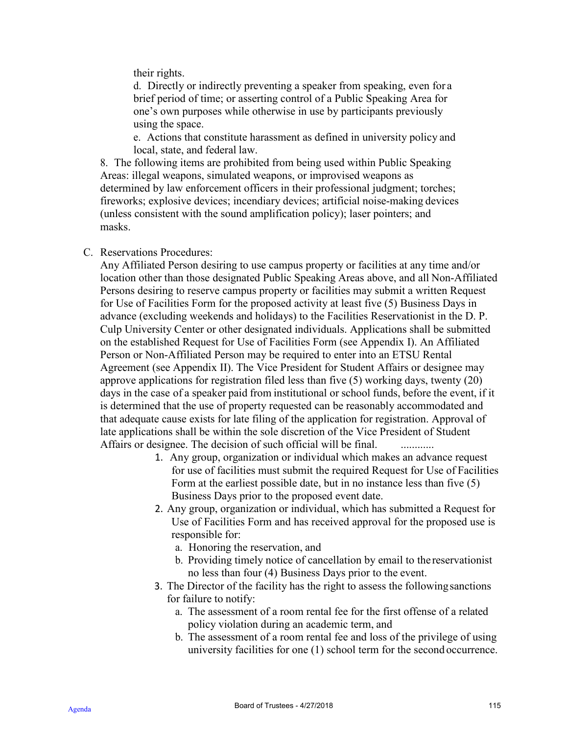their rights.

d. Directly or indirectly preventing a speaker from speaking, even for a brief period of time; or asserting control of a Public Speaking Area for one's own purposes while otherwise in use by participants previously using the space.

e. Actions that constitute harassment as defined in university policy and local, state, and federal law.

8. The following items are prohibited from being used within Public Speaking Areas: illegal weapons, simulated weapons, or improvised weapons as determined by law enforcement officers in their professional judgment; torches; fireworks; explosive devices; incendiary devices; artificial noise-making devices (unless consistent with the sound amplification policy); laser pointers; and masks.

C. Reservations Procedures:

Any Affiliated Person desiring to use campus property or facilities at any time and/or location other than those designated Public Speaking Areas above, and all Non-Affiliated Persons desiring to reserve campus property or facilities may submit a written Request for Use of Facilities Form for the proposed activity at least five (5) Business Days in advance (excluding weekends and holidays) to the Facilities Reservationist in the D. P. Culp University Center or other designated individuals. Applications shall be submitted on the established Request for Use of Facilities Form (see Appendix I). An Affiliated Person or Non-Affiliated Person may be required to enter into an ETSU Rental Agreement (see Appendix II). The Vice President for Student Affairs or designee may approve applications for registration filed less than five (5) working days, twenty (20) days in the case of a speaker paid from institutional or school funds, before the event, if it is determined that the use of property requested can be reasonably accommodated and that adequate cause exists for late filing of the application for registration. Approval of late applications shall be within the sole discretion of the Vice President of Student Affairs or designee. The decision of such official will be final. ............

1. Any group, organization or individual which makes an advance request for use of facilities must submit the required Request for Use of Facilities Form at the earliest possible date, but in no instance less than five (5) Business Days prior to the proposed event date.
2. Any group, organization or individual, which has submitted a Request for Use of Facilities Form and has received approval for the proposed use is responsible for:
   a. Honoring the reservation, and
   b. Providing timely notice of cancellation by email to the reservationist no less than four (4) Business Days prior to the event.
3. The Director of the facility has the right to assess the following sanctions for failure to notify:
   a. The assessment of a room rental fee for the first offense of a related policy violation during an academic term, and
   b. The assessment of a room rental fee and loss of the privilege of using university facilities for one (1) school term for the second occurrence.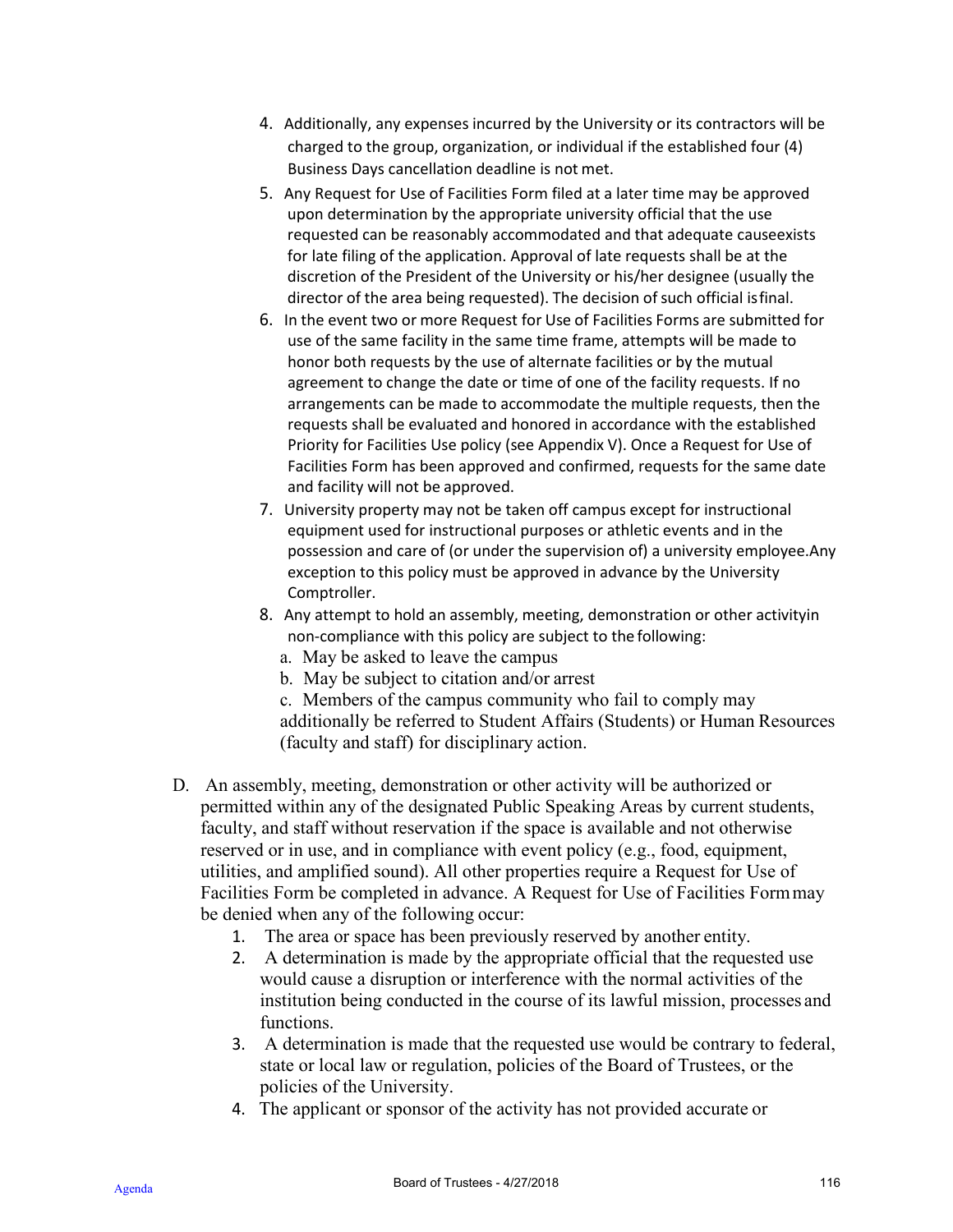4. Additionally, any expenses incurred by the University or its contractors will be charged to the group, organization, or individual if the established four (4) Business Days cancellation deadline is not met.
5. Any Request for Use of Facilities Form filed at a later time may be approved upon determination by the appropriate university official that the use requested can be reasonably accommodated and that adequate causeexists for late filing of the application. Approval of late requests shall be at the discretion of the President of the University or his/her designee (usually the director of the area being requested). The decision of such official isfinal.
6. In the event two or more Request for Use of Facilities Forms are submitted for use of the same facility in the same time frame, attempts will be made to honor both requests by the use of alternate facilities or by the mutual agreement to change the date or time of one of the facility requests. If no arrangements can be made to accommodate the multiple requests, then the requests shall be evaluated and honored in accordance with the established Priority for Facilities Use policy (see Appendix V). Once a Request for Use of Facilities Form has been approved and confirmed, requests for the same date and facility will not be approved.
7. University property may not be taken off campus except for instructional equipment used for instructional purposes or athletic events and in the possession and care of (or under the supervision of) a university employee.Any exception to this policy must be approved in advance by the University Comptroller.
8. Any attempt to hold an assembly, meeting, demonstration or other activityin non-compliance with this policy are subject to the following:
   a. May be asked to leave the campus
   b. May be subject to citation and/or arrest
   c. Members of the campus community who fail to comply may additionally be referred to Student Affairs (Students) or Human Resources (faculty and staff) for disciplinary action.

D. An assembly, meeting, demonstration or other activity will be authorized or permitted within any of the designated Public Speaking Areas by current students, faculty, and staff without reservation if the space is available and not otherwise reserved or in use, and in compliance with event policy (e.g., food, equipment, utilities, and amplified sound). All other properties require a Request for Use of Facilities Form be completed in advance. A Request for Use of Facilities Formmay be denied when any of the following occur:
   1. The area or space has been previously reserved by another entity.
   2. A determination is made by the appropriate official that the requested use would cause a disruption or interference with the normal activities of the institution being conducted in the course of its lawful mission, processes and functions.
   3. A determination is made that the requested use would be contrary to federal, state or local law or regulation, policies of the Board of Trustees, or the policies of the University.
   4. The applicant or sponsor of the activity has not provided accurate or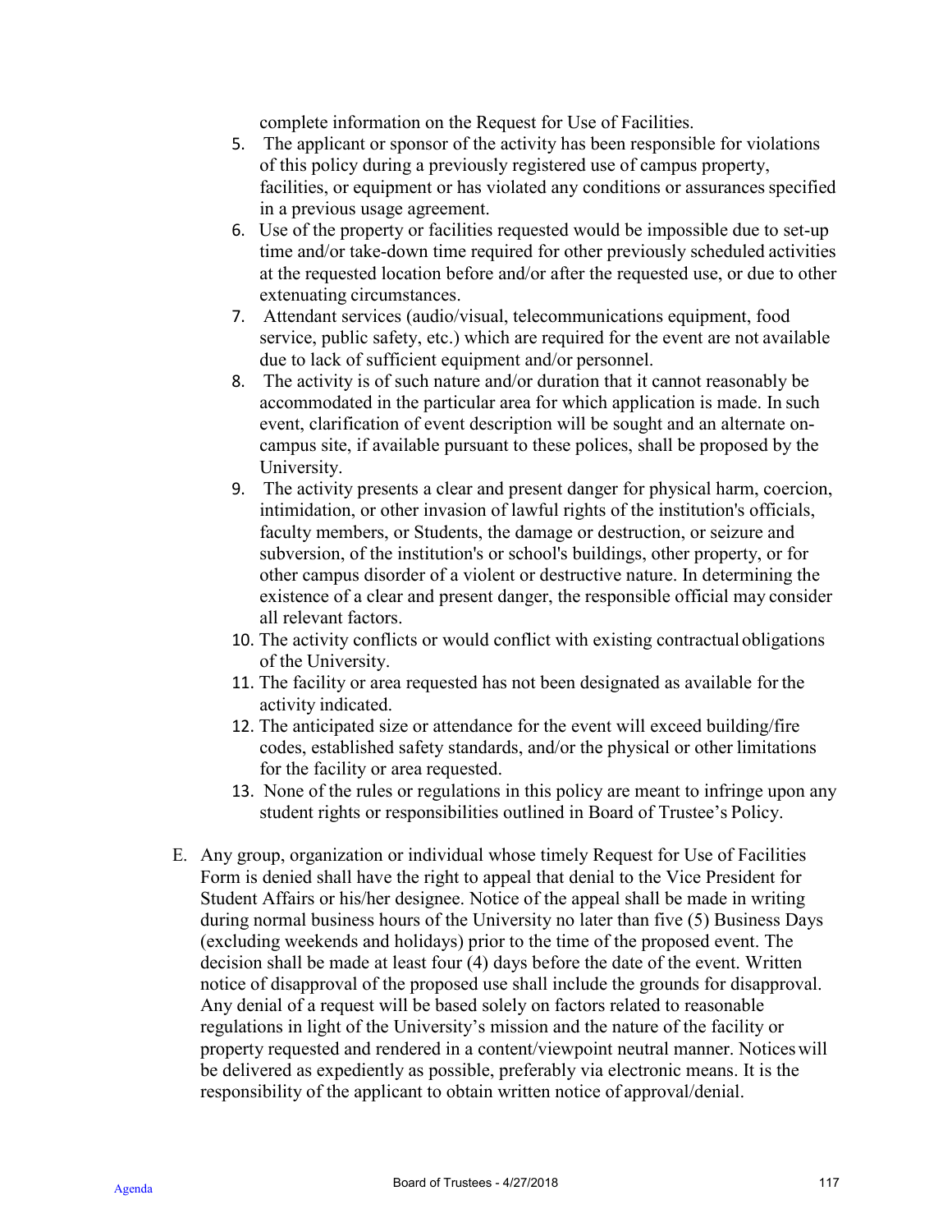complete information on the Request for Use of Facilities.

5. The applicant or sponsor of the activity has been responsible for violations of this policy during a previously registered use of campus property, facilities, or equipment or has violated any conditions or assurances specified in a previous usage agreement.
6. Use of the property or facilities requested would be impossible due to set-up time and/or take-down time required for other previously scheduled activities at the requested location before and/or after the requested use, or due to other extenuating circumstances.
7. Attendant services (audio/visual, telecommunications equipment, food service, public safety, etc.) which are required for the event are not available due to lack of sufficient equipment and/or personnel.
8. The activity is of such nature and/or duration that it cannot reasonably be accommodated in the particular area for which application is made. In such event, clarification of event description will be sought and an alternate on-campus site, if available pursuant to these polices, shall be proposed by the University.
9. The activity presents a clear and present danger for physical harm, coercion, intimidation, or other invasion of lawful rights of the institution's officials, faculty members, or Students, the damage or destruction, or seizure and subversion, of the institution's or school's buildings, other property, or for other campus disorder of a violent or destructive nature. In determining the existence of a clear and present danger, the responsible official may consider all relevant factors.
10. The activity conflicts or would conflict with existing contractual obligations of the University.
11. The facility or area requested has not been designated as available for the activity indicated.
12. The anticipated size or attendance for the event will exceed building/fire codes, established safety standards, and/or the physical or other limitations for the facility or area requested.
13. None of the rules or regulations in this policy are meant to infringe upon any student rights or responsibilities outlined in Board of Trustee's Policy.

E. Any group, organization or individual whose timely Request for Use of Facilities Form is denied shall have the right to appeal that denial to the Vice President for Student Affairs or his/her designee. Notice of the appeal shall be made in writing during normal business hours of the University no later than five (5) Business Days (excluding weekends and holidays) prior to the time of the proposed event. The decision shall be made at least four (4) days before the date of the event. Written notice of disapproval of the proposed use shall include the grounds for disapproval. Any denial of a request will be based solely on factors related to reasonable regulations in light of the University's mission and the nature of the facility or property requested and rendered in a content/viewpoint neutral manner. Notices will be delivered as expediently as possible, preferably via electronic means. It is the responsibility of the applicant to obtain written notice of approval/denial.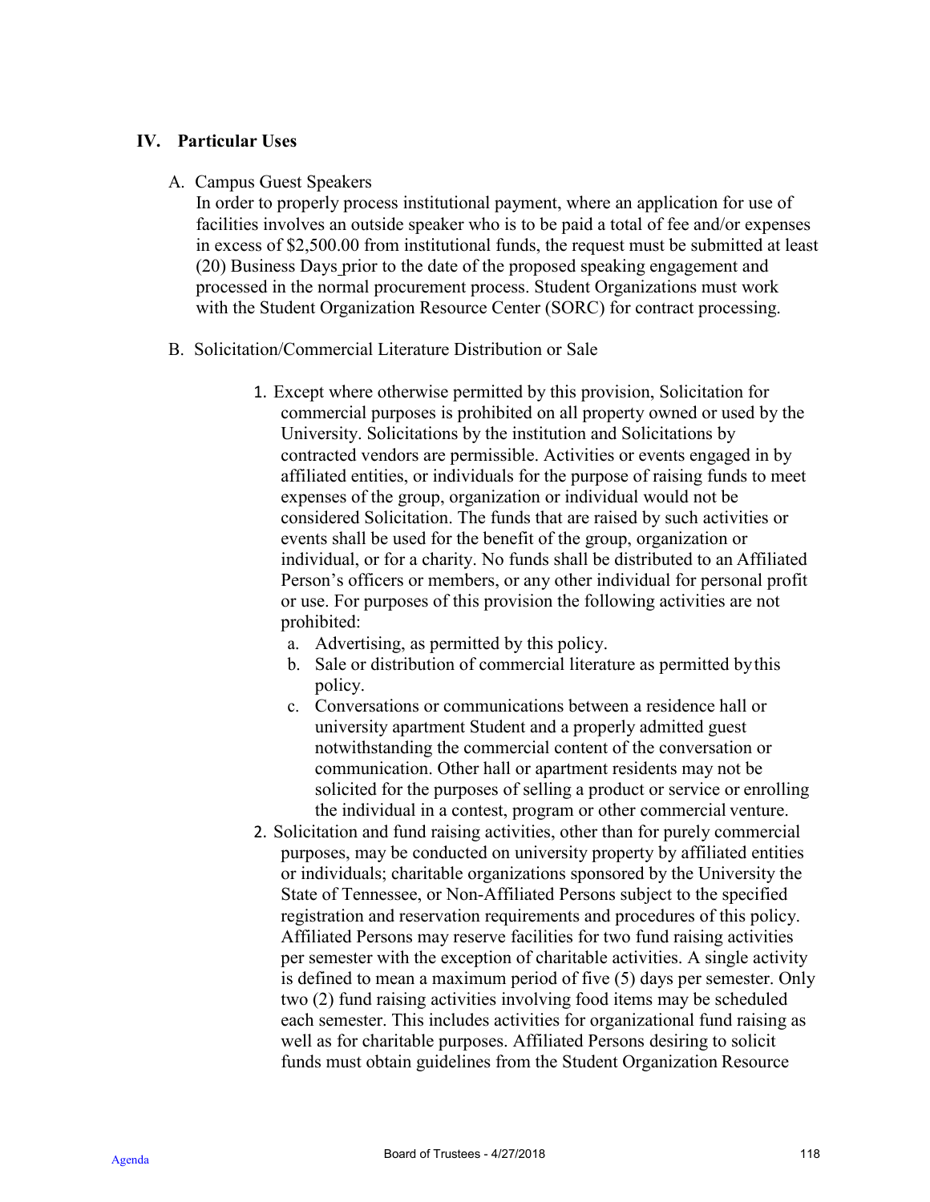## IV. Particular Uses

A. Campus Guest Speakers

In order to properly process institutional payment, where an application for use of facilities involves an outside speaker who is to be paid a total of fee and/or expenses in excess of $2,500.00 from institutional funds, the request must be submitted at least (20) Business Days prior to the date of the proposed speaking engagement and processed in the normal procurement process. Student Organizations must work with the Student Organization Resource Center (SORC) for contract processing.

B. Solicitation/Commercial Literature Distribution or Sale

1. Except where otherwise permitted by this provision, Solicitation for commercial purposes is prohibited on all property owned or used by the University. Solicitations by the institution and Solicitations by contracted vendors are permissible. Activities or events engaged in by affiliated entities, or individuals for the purpose of raising funds to meet expenses of the group, organization or individual would not be considered Solicitation. The funds that are raised by such activities or events shall be used for the benefit of the group, organization or individual, or for a charity. No funds shall be distributed to an Affiliated Person's officers or members, or any other individual for personal profit or use. For purposes of this provision the following activities are not prohibited:
   a. Advertising, as permitted by this policy.
   b. Sale or distribution of commercial literature as permitted by this policy.
   c. Conversations or communications between a residence hall or university apartment Student and a properly admitted guest notwithstanding the commercial content of the conversation or communication. Other hall or apartment residents may not be solicited for the purposes of selling a product or service or enrolling the individual in a contest, program or other commercial venture.
2. Solicitation and fund raising activities, other than for purely commercial purposes, may be conducted on university property by affiliated entities or individuals; charitable organizations sponsored by the University the State of Tennessee, or Non-Affiliated Persons subject to the specified registration and reservation requirements and procedures of this policy. Affiliated Persons may reserve facilities for two fund raising activities per semester with the exception of charitable activities. A single activity is defined to mean a maximum period of five (5) days per semester. Only two (2) fund raising activities involving food items may be scheduled each semester. This includes activities for organizational fund raising as well as for charitable purposes. Affiliated Persons desiring to solicit funds must obtain guidelines from the Student Organization Resource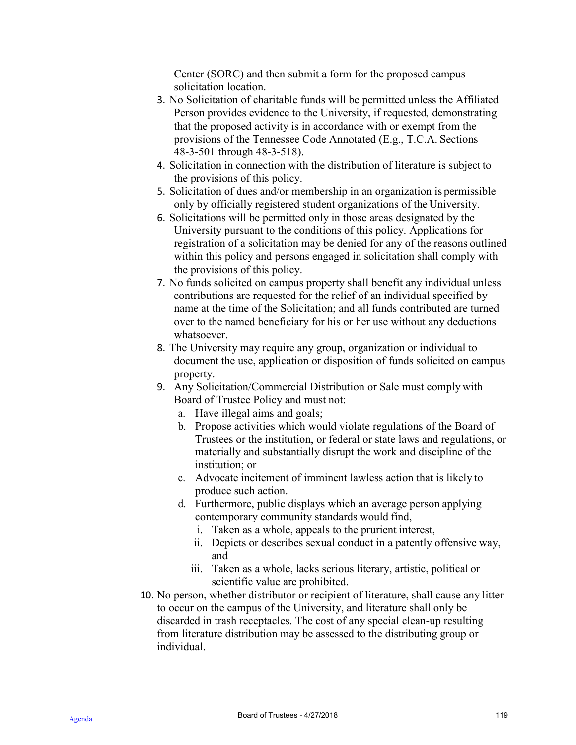Center (SORC) and then submit a form for the proposed campus solicitation location.

3. No Solicitation of charitable funds will be permitted unless the Affiliated Person provides evidence to the University, if requested, demonstrating that the proposed activity is in accordance with or exempt from the provisions of the Tennessee Code Annotated (E.g., T.C.A. Sections 48-3-501 through 48-3-518).
4. Solicitation in connection with the distribution of literature is subject to the provisions of this policy.
5. Solicitation of dues and/or membership in an organization is permissible only by officially registered student organizations of the University.
6. Solicitations will be permitted only in those areas designated by the University pursuant to the conditions of this policy. Applications for registration of a solicitation may be denied for any of the reasons outlined within this policy and persons engaged in solicitation shall comply with the provisions of this policy.
7. No funds solicited on campus property shall benefit any individual unless contributions are requested for the relief of an individual specified by name at the time of the Solicitation; and all funds contributed are turned over to the named beneficiary for his or her use without any deductions whatsoever.
8. The University may require any group, organization or individual to document the use, application or disposition of funds solicited on campus property.
9. Any Solicitation/Commercial Distribution or Sale must comply with Board of Trustee Policy and must not:
   a. Have illegal aims and goals;
   b. Propose activities which would violate regulations of the Board of Trustees or the institution, or federal or state laws and regulations, or materially and substantially disrupt the work and discipline of the institution; or
   c. Advocate incitement of imminent lawless action that is likely to produce such action.
   d. Furthermore, public displays which an average person applying contemporary community standards would find,
      i. Taken as a whole, appeals to the prurient interest,
      ii. Depicts or describes sexual conduct in a patently offensive way, and
      iii. Taken as a whole, lacks serious literary, artistic, political or scientific value are prohibited.
10. No person, whether distributor or recipient of literature, shall cause any litter to occur on the campus of the University, and literature shall only be discarded in trash receptacles. The cost of any special clean-up resulting from literature distribution may be assessed to the distributing group or individual.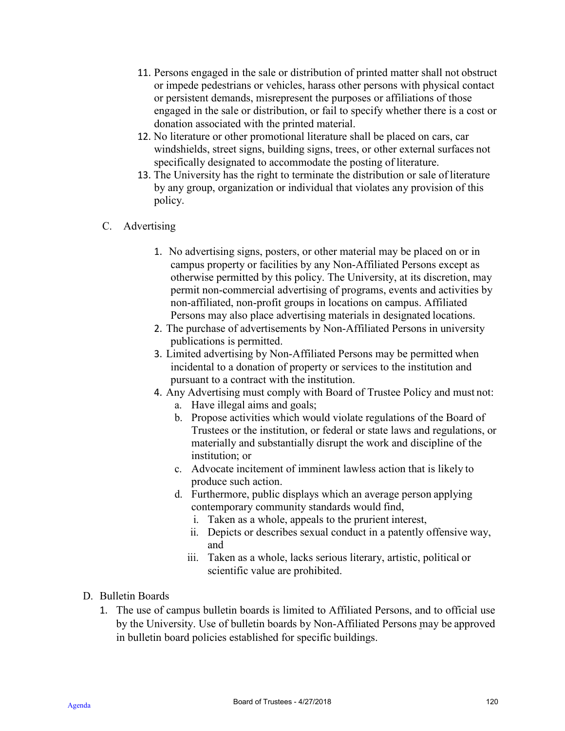11. Persons engaged in the sale or distribution of printed matter shall not obstruct or impede pedestrians or vehicles, harass other persons with physical contact or persistent demands, misrepresent the purposes or affiliations of those engaged in the sale or distribution, or fail to specify whether there is a cost or donation associated with the printed material.
12. No literature or other promotional literature shall be placed on cars, car windshields, street signs, building signs, trees, or other external surfaces not specifically designated to accommodate the posting of literature.
13. The University has the right to terminate the distribution or sale of literature by any group, organization or individual that violates any provision of this policy.

C. Advertising

1. No advertising signs, posters, or other material may be placed on or in campus property or facilities by any Non-Affiliated Persons except as otherwise permitted by this policy. The University, at its discretion, may permit non-commercial advertising of programs, events and activities by non-affiliated, non-profit groups in locations on campus. Affiliated Persons may also place advertising materials in designated locations.
2. The purchase of advertisements by Non-Affiliated Persons in university publications is permitted.
3. Limited advertising by Non-Affiliated Persons may be permitted when incidental to a donation of property or services to the institution and pursuant to a contract with the institution.
4. Any Advertising must comply with Board of Trustee Policy and must not:
   a. Have illegal aims and goals;
   b. Propose activities which would violate regulations of the Board of Trustees or the institution, or federal or state laws and regulations, or materially and substantially disrupt the work and discipline of the institution; or
   c. Advocate incitement of imminent lawless action that is likely to produce such action.
   d. Furthermore, public displays which an average person applying contemporary community standards would find,
      i. Taken as a whole, appeals to the prurient interest,
      ii. Depicts or describes sexual conduct in a patently offensive way, and
      iii. Taken as a whole, lacks serious literary, artistic, political or scientific value are prohibited.

D. Bulletin Boards

1. The use of campus bulletin boards is limited to Affiliated Persons, and to official use by the University. Use of bulletin boards by Non-Affiliated Persons may be approved in bulletin board policies established for specific buildings.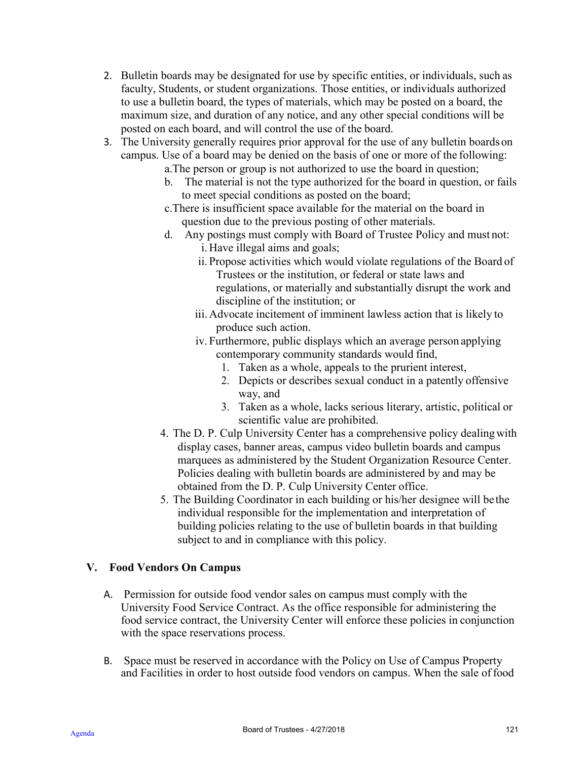2. Bulletin boards may be designated for use by specific entities, or individuals, such as faculty, Students, or student organizations. Those entities, or individuals authorized to use a bulletin board, the types of materials, which may be posted on a board, the maximum size, and duration of any notice, and any other special conditions will be posted on each board, and will control the use of the board.
3. The University generally requires prior approval for the use of any bulletin boards on campus. Use of a board may be denied on the basis of one or more of the following:
   - a. The person or group is not authorized to use the board in question;
   - b. The material is not the type authorized for the board in question, or fails to meet special conditions as posted on the board;
   - c. There is insufficient space available for the material on the board in question due to the previous posting of other materials.
   - d. Any postings must comply with Board of Trustee Policy and must not:
     - i. Have illegal aims and goals;
     - ii. Propose activities which would violate regulations of the Board of Trustees or the institution, or federal or state laws and regulations, or materially and substantially disrupt the work and discipline of the institution; or
     - iii. Advocate incitement of imminent lawless action that is likely to produce such action.
     - iv. Furthermore, public displays which an average person applying contemporary community standards would find,
       1. Taken as a whole, appeals to the prurient interest,
       2. Depicts or describes sexual conduct in a patently offensive way, and
       3. Taken as a whole, lacks serious literary, artistic, political or scientific value are prohibited.
4. The D. P. Culp University Center has a comprehensive policy dealing with display cases, banner areas, campus video bulletin boards and campus marquees as administered by the Student Organization Resource Center. Policies dealing with bulletin boards are administered by and may be obtained from the D. P. Culp University Center office.
5. The Building Coordinator in each building or his/her designee will be the individual responsible for the implementation and interpretation of building policies relating to the use of bulletin boards in that building subject to and in compliance with this policy.

## V. Food Vendors On Campus

A. Permission for outside food vendor sales on campus must comply with the University Food Service Contract. As the office responsible for administering the food service contract, the University Center will enforce these policies in conjunction with the space reservations process.

B. Space must be reserved in accordance with the Policy on Use of Campus Property and Facilities in order to host outside food vendors on campus. When the sale of food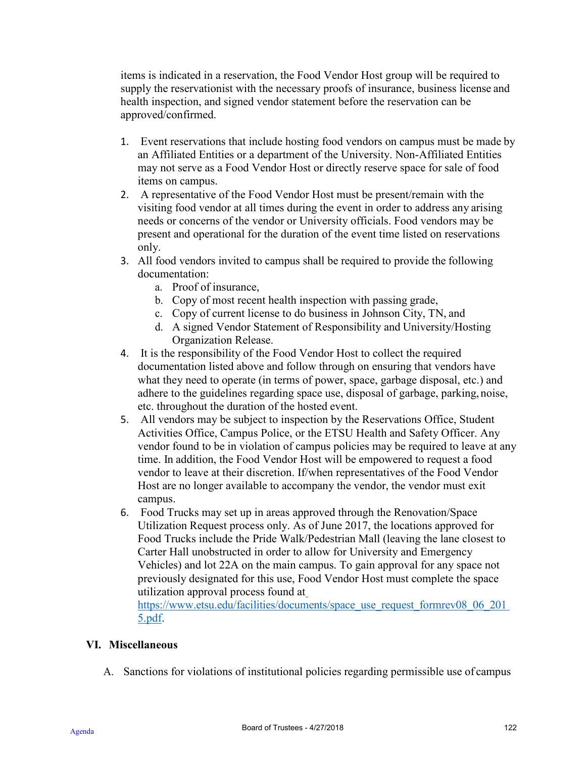items is indicated in a reservation, the Food Vendor Host group will be required to supply the reservationist with the necessary proofs of insurance, business license and health inspection, and signed vendor statement before the reservation can be approved/confirmed.

1. Event reservations that include hosting food vendors on campus must be made by an Affiliated Entities or a department of the University. Non-Affiliated Entities may not serve as a Food Vendor Host or directly reserve space for sale of food items on campus.
2. A representative of the Food Vendor Host must be present/remain with the visiting food vendor at all times during the event in order to address any arising needs or concerns of the vendor or University officials. Food vendors may be present and operational for the duration of the event time listed on reservations only.
3. All food vendors invited to campus shall be required to provide the following documentation:
   a. Proof of insurance,
   b. Copy of most recent health inspection with passing grade,
   c. Copy of current license to do business in Johnson City, TN, and
   d. A signed Vendor Statement of Responsibility and University/Hosting Organization Release.
4. It is the responsibility of the Food Vendor Host to collect the required documentation listed above and follow through on ensuring that vendors have what they need to operate (in terms of power, space, garbage disposal, etc.) and adhere to the guidelines regarding space use, disposal of garbage, parking, noise, etc. throughout the duration of the hosted event.
5. All vendors may be subject to inspection by the Reservations Office, Student Activities Office, Campus Police, or the ETSU Health and Safety Officer. Any vendor found to be in violation of campus policies may be required to leave at any time. In addition, the Food Vendor Host will be empowered to request a food vendor to leave at their discretion. If/when representatives of the Food Vendor Host are no longer available to accompany the vendor, the vendor must exit campus.
6. Food Trucks may set up in areas approved through the Renovation/Space Utilization Request process only. As of June 2017, the locations approved for Food Trucks include the Pride Walk/Pedestrian Mall (leaving the lane closest to Carter Hall unobstructed in order to allow for University and Emergency Vehicles) and lot 22A on the main campus. To gain approval for any space not previously designated for this use, Food Vendor Host must complete the space utilization approval process found at https://www.etsu.edu/facilities/documents/space_use_request_formrev08_06_2015.pdf.

## VI. Miscellaneous

A. Sanctions for violations of institutional policies regarding permissible use of campus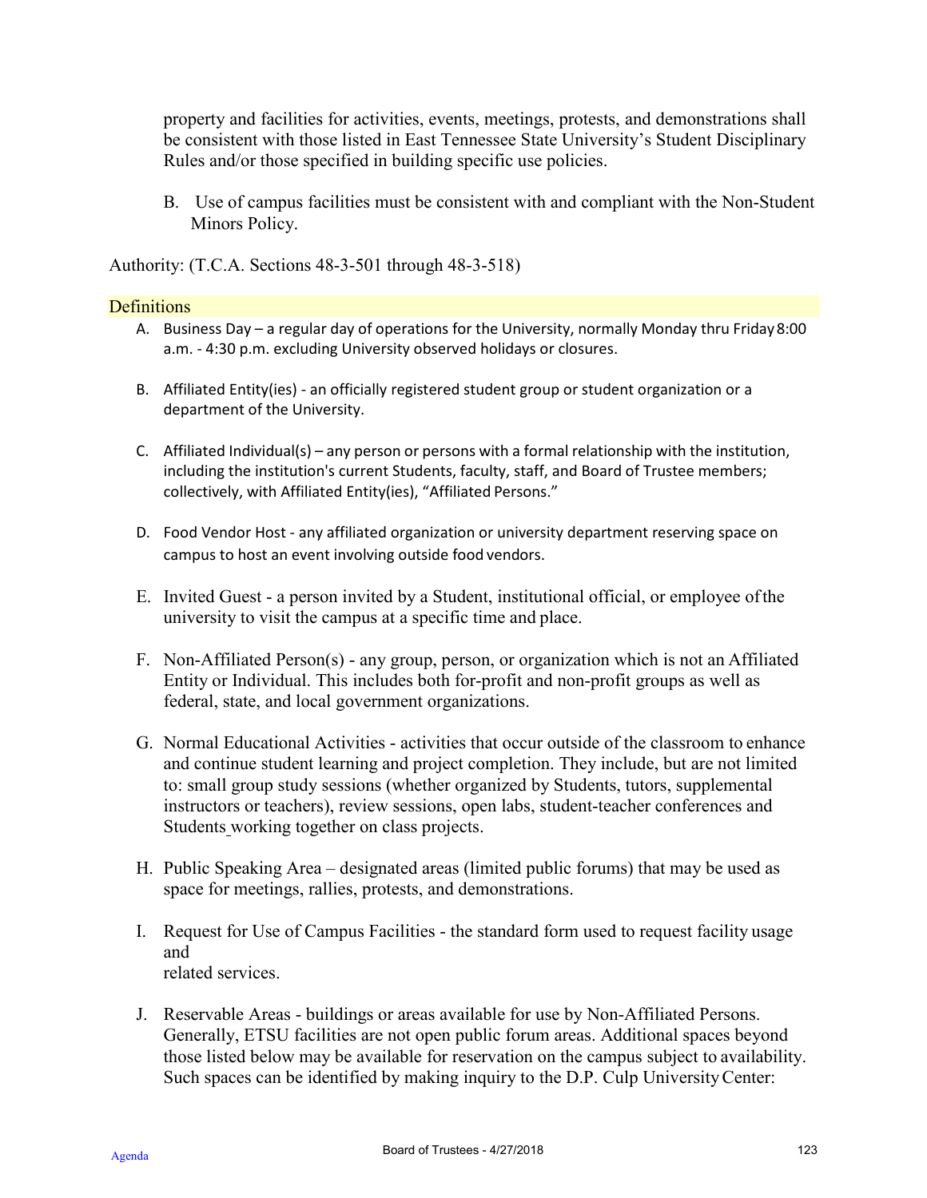property and facilities for activities, events, meetings, protests, and demonstrations shall be consistent with those listed in East Tennessee State University's Student Disciplinary Rules and/or those specified in building specific use policies.

B. Use of campus facilities must be consistent with and compliant with the Non-Student Minors Policy.

Authority: (T.C.A. Sections 48-3-501 through 48-3-518)

## Definitions

A. Business Day – a regular day of operations for the University, normally Monday thru Friday 8:00 a.m. - 4:30 p.m. excluding University observed holidays or closures.

B. Affiliated Entity(ies) - an officially registered student group or student organization or a department of the University.

C. Affiliated Individual(s) – any person or persons with a formal relationship with the institution, including the institution's current Students, faculty, staff, and Board of Trustee members; collectively, with Affiliated Entity(ies), "Affiliated Persons."

D. Food Vendor Host - any affiliated organization or university department reserving space on campus to host an event involving outside food vendors.

E. Invited Guest - a person invited by a Student, institutional official, or employee of the university to visit the campus at a specific time and place.

F. Non-Affiliated Person(s) - any group, person, or organization which is not an Affiliated Entity or Individual. This includes both for-profit and non-profit groups as well as federal, state, and local government organizations.

G. Normal Educational Activities - activities that occur outside of the classroom to enhance and continue student learning and project completion. They include, but are not limited to: small group study sessions (whether organized by Students, tutors, supplemental instructors or teachers), review sessions, open labs, student-teacher conferences and Students working together on class projects.

H. Public Speaking Area – designated areas (limited public forums) that may be used as space for meetings, rallies, protests, and demonstrations.

I. Request for Use of Campus Facilities - the standard form used to request facility usage and related services.

J. Reservable Areas - buildings or areas available for use by Non-Affiliated Persons. Generally, ETSU facilities are not open public forum areas. Additional spaces beyond those listed below may be available for reservation on the campus subject to availability. Such spaces can be identified by making inquiry to the D.P. Culp University Center: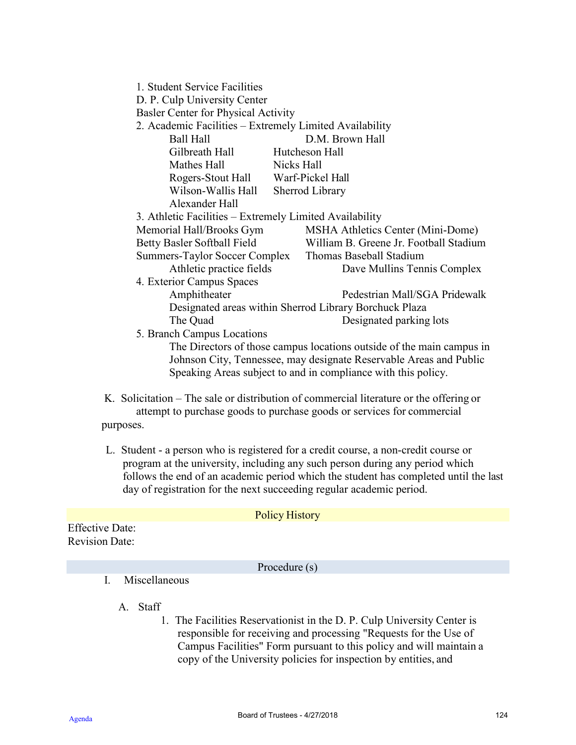1. Student Service Facilities
   D. P. Culp University Center
   Basler Center for Physical Activity
2. Academic Facilities – Extremely Limited Availability
   - Ball Hall
   - D.M. Brown Hall
   - Gilbreath Hall
   - Hutcheson Hall
   - Mathes Hall
   - Nicks Hall
   - Rogers-Stout Hall
   - Warf-Pickel Hall
   - Wilson-Wallis Hall
   - Sherrod Library
   - Alexander Hall
3. Athletic Facilities – Extremely Limited Availability
   - Memorial Hall/Brooks Gym
   - MSHA Athletics Center (Mini-Dome)
   - Betty Basler Softball Field
   - William B. Greene Jr. Football Stadium
   - Summers-Taylor Soccer Complex
   - Thomas Baseball Stadium
   - Athletic practice fields
   - Dave Mullins Tennis Complex
4. Exterior Campus Spaces
   - Amphitheater
   - Pedestrian Mall/SGA Pridewalk
   - Designated areas within Sherrod Library Borchuck Plaza
   - The Quad
   - Designated parking lots
5. Branch Campus Locations
   The Directors of those campus locations outside of the main campus in Johnson City, Tennessee, may designate Reservable Areas and Public Speaking Areas subject to and in compliance with this policy.

K. Solicitation – The sale or distribution of commercial literature or the offering or attempt to purchase goods to purchase goods or services for commercial purposes.

L. Student - a person who is registered for a credit course, a non-credit course or program at the university, including any such person during any period which follows the end of an academic period which the student has completed until the last day of registration for the next succeeding regular academic period.

## Policy History

Effective Date:
Revision Date:

## Procedure (s)

I. Miscellaneous

A. Staff

1. The Facilities Reservationist in the D. P. Culp University Center is responsible for receiving and processing "Requests for the Use of Campus Facilities" Form pursuant to this policy and will maintain a copy of the University policies for inspection by entities, and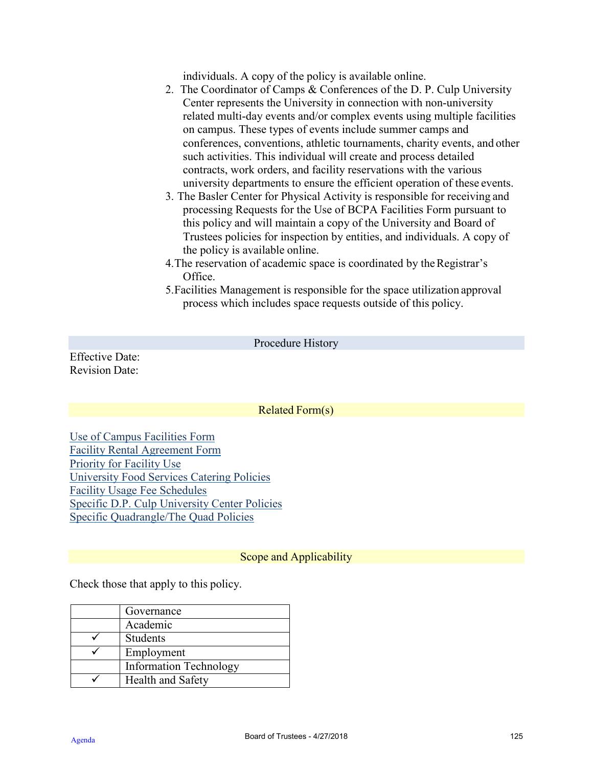individuals. A copy of the policy is available online.

2. The Coordinator of Camps & Conferences of the D. P. Culp University Center represents the University in connection with non-university related multi-day events and/or complex events using multiple facilities on campus. These types of events include summer camps and conferences, conventions, athletic tournaments, charity events, and other such activities. This individual will create and process detailed contracts, work orders, and facility reservations with the various university departments to ensure the efficient operation of these events.
3. The Basler Center for Physical Activity is responsible for receiving and processing Requests for the Use of BCPA Facilities Form pursuant to this policy and will maintain a copy of the University and Board of Trustees policies for inspection by entities, and individuals. A copy of the policy is available online.
4. The reservation of academic space is coordinated by the Registrar's Office.
5. Facilities Management is responsible for the space utilization approval process which includes space requests outside of this policy.

## Procedure History

Effective Date:
Revision Date:

## Related Form(s)

Use of Campus Facilities Form
Facility Rental Agreement Form
Priority for Facility Use
University Food Services Catering Policies
Facility Usage Fee Schedules
Specific D.P. Culp University Center Policies
Specific Quadrangle/The Quad Policies

## Scope and Applicability

Check those that apply to this policy.

| | |
|---|---|
| | Governance |
| | Academic |
| ✓ | Students |
| ✓ | Employment |
| | Information Technology |
| ✓ | Health and Safety |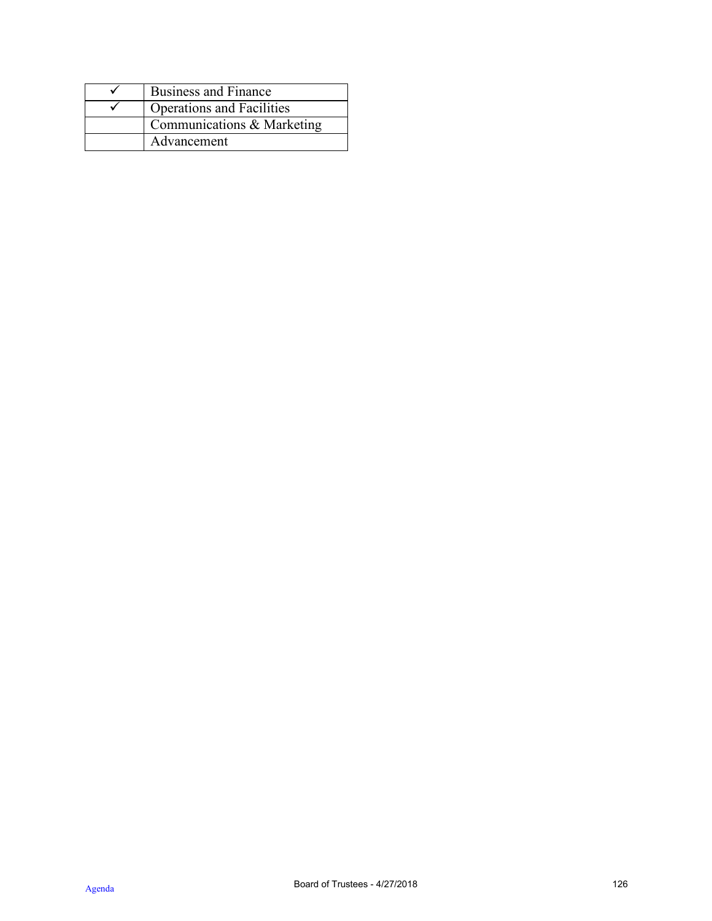| | |
|---|---|
| ✓ | Business and Finance |
| ✓ | Operations and Facilities |
| | Communications & Marketing |
| | Advancement |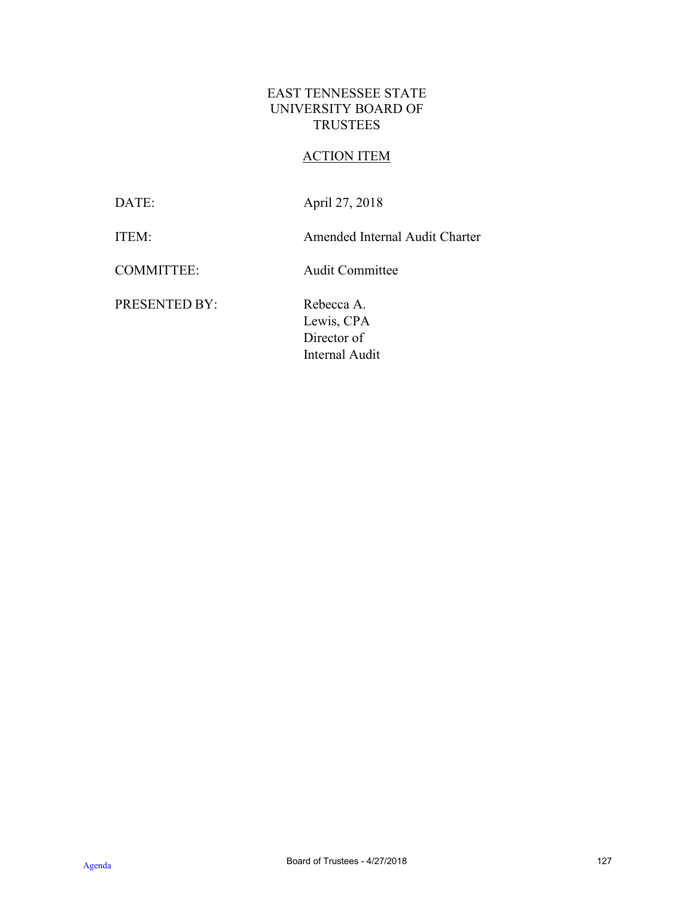EAST TENNESSEE STATE UNIVERSITY BOARD OF TRUSTEES

ACTION ITEM

| | |
|---|---|
| DATE: | April 27, 2018 |
| ITEM: | Amended Internal Audit Charter |
| COMMITTEE: | Audit Committee |
| PRESENTED BY: | Rebecca A. Lewis, CPA<br>Director of Internal Audit |